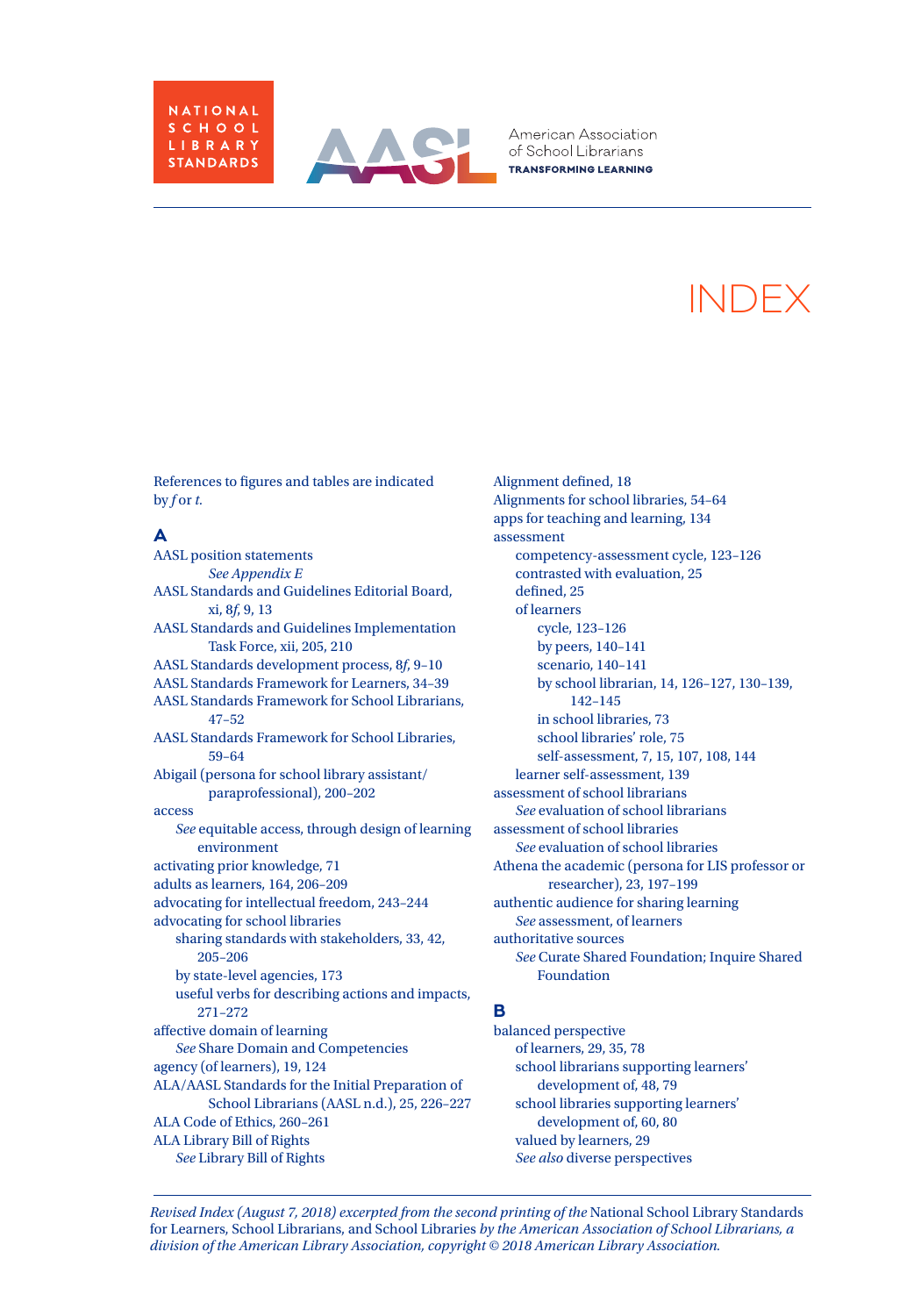# INDEX

References to figures and tables are indicated by *f* or *t.*

## A

AASL position statements
    *See Appendix E*
AASL Standards and Guidelines Editorial Board, xi, 8*f*, 9, 13
AASL Standards and Guidelines Implementation Task Force, xii, 205, 210
AASL Standards development process, 8*f*, 9–10
AASL Standards Framework for Learners, 34–39
AASL Standards Framework for School Librarians, 47–52
AASL Standards Framework for School Libraries, 59–64
Abigail (persona for school library assistant/paraprofessional), 200–202
access
    *See* equitable access, through design of learning environment
activating prior knowledge, 71
adults as learners, 164, 206–209
advocating for intellectual freedom, 243–244
advocating for school libraries
    sharing standards with stakeholders, 33, 42, 205–206
    by state-level agencies, 173
    useful verbs for describing actions and impacts, 271–272
affective domain of learning
    *See* Share Domain and Competencies
agency (of learners), 19, 124
ALA/AASL Standards for the Initial Preparation of School Librarians (AASL n.d.), 25, 226–227
ALA Code of Ethics, 260–261
ALA Library Bill of Rights
    *See* Library Bill of Rights

Alignment defined, 18
Alignments for school libraries, 54–64
apps for teaching and learning, 134
assessment
    competency-assessment cycle, 123–126
    contrasted with evaluation, 25
    defined, 25
    of learners
        cycle, 123–126
        by peers, 140–141
        scenario, 140–141
        by school librarian, 14, 126–127, 130–139, 142–145
        in school libraries, 73
        school libraries' role, 75
        self-assessment, 7, 15, 107, 108, 144
    learner self-assessment, 139
assessment of school librarians
    *See* evaluation of school librarians
assessment of school libraries
    *See* evaluation of school libraries
Athena the academic (persona for LIS professor or researcher), 23, 197–199
authentic audience for sharing learning
    *See* assessment, of learners
authoritative sources
    *See* Curate Shared Foundation; Inquire Shared Foundation

## B

balanced perspective
    of learners, 29, 35, 78
    school librarians supporting learners' development of, 48, 79
    school libraries supporting learners' development of, 60, 80
    valued by learners, 29
    *See also* diverse perspectives

*Revised Index (August 7, 2018) excerpted from the second printing of the* National School Library Standards for Learners, School Librarians, and School Libraries *by the American Association of School Librarians, a division of the American Library Association, copyright © 2018 American Library Association.*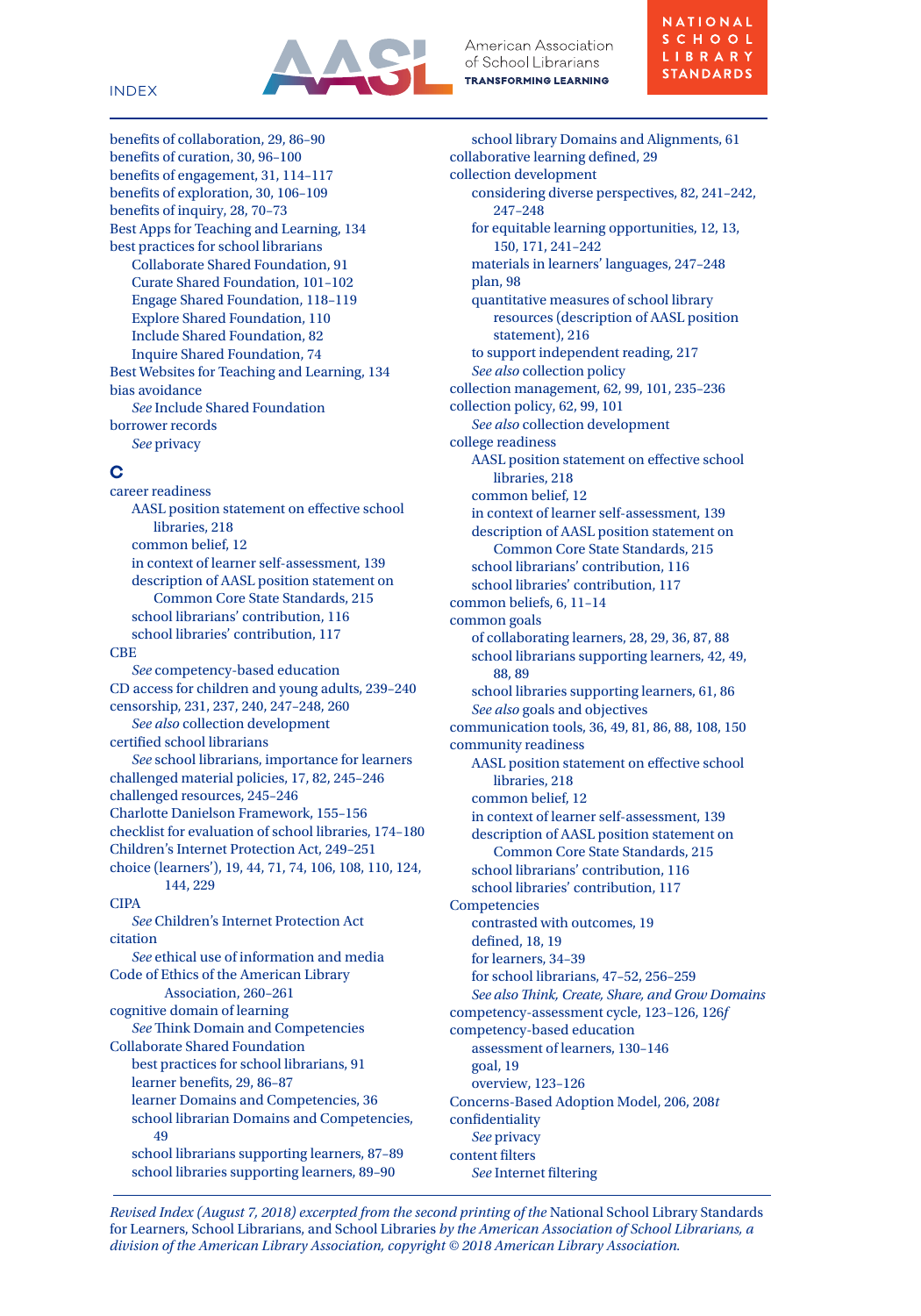benefits of collaboration, 29, 86–90
benefits of curation, 30, 96–100
benefits of engagement, 31, 114–117
benefits of exploration, 30, 106–109
benefits of inquiry, 28, 70–73
Best Apps for Teaching and Learning, 134
best practices for school librarians
  Collaborate Shared Foundation, 91
  Curate Shared Foundation, 101–102
  Engage Shared Foundation, 118–119
  Explore Shared Foundation, 110
  Include Shared Foundation, 82
  Inquire Shared Foundation, 74
Best Websites for Teaching and Learning, 134
bias avoidance
  *See* Include Shared Foundation
borrower records
  *See* privacy

## C

career readiness
  AASL position statement on effective school libraries, 218
  common belief, 12
  in context of learner self-assessment, 139
  description of AASL position statement on Common Core State Standards, 215
  school librarians' contribution, 116
  school libraries' contribution, 117
CBE
  *See* competency-based education
CD access for children and young adults, 239–240
censorship, 231, 237, 240, 247–248, 260
  *See also* collection development
certified school librarians
  *See* school librarians, importance for learners
challenged material policies, 17, 82, 245–246
challenged resources, 245–246
Charlotte Danielson Framework, 155–156
checklist for evaluation of school libraries, 174–180
Children's Internet Protection Act, 249–251
choice (learners'), 19, 44, 71, 74, 106, 108, 110, 124, 144, 229
CIPA
  *See* Children's Internet Protection Act
citation
  *See* ethical use of information and media
Code of Ethics of the American Library Association, 260–261
cognitive domain of learning
  *See* Think Domain and Competencies
Collaborate Shared Foundation
  best practices for school librarians, 91
  learner benefits, 29, 86–87
  learner Domains and Competencies, 36
  school librarian Domains and Competencies, 49
  school librarians supporting learners, 87–89
  school libraries supporting learners, 89–90
  school library Domains and Alignments, 61
collaborative learning defined, 29
collection development
  considering diverse perspectives, 82, 241–242, 247–248
  for equitable learning opportunities, 12, 13, 150, 171, 241–242
  materials in learners' languages, 247–248
  plan, 98
  quantitative measures of school library resources (description of AASL position statement), 216
  to support independent reading, 217
  *See also* collection policy
collection management, 62, 99, 101, 235–236
collection policy, 62, 99, 101
  *See also* collection development
college readiness
  AASL position statement on effective school libraries, 218
  common belief, 12
  in context of learner self-assessment, 139
  description of AASL position statement on Common Core State Standards, 215
  school librarians' contribution, 116
  school libraries' contribution, 117
common beliefs, 6, 11–14
common goals
  of collaborating learners, 28, 29, 36, 87, 88
  school librarians supporting learners, 42, 49, 88, 89
  school libraries supporting learners, 61, 86
  *See also* goals and objectives
communication tools, 36, 49, 81, 86, 88, 108, 150
community readiness
  AASL position statement on effective school libraries, 218
  common belief, 12
  in context of learner self-assessment, 139
  description of AASL position statement on Common Core State Standards, 215
  school librarians' contribution, 116
  school libraries' contribution, 117
Competencies
  contrasted with outcomes, 19
  defined, 18, 19
  for learners, 34–39
  for school librarians, 47–52, 256–259
  *See also Think, Create, Share, and Grow Domains*
competency-assessment cycle, 123–126, 126*f*
competency-based education
  assessment of learners, 130–146
  goal, 19
  overview, 123–126
Concerns-Based Adoption Model, 206, 208*t*
confidentiality
  *See* privacy
content filters
  *See* Internet filtering

*Revised Index (August 7, 2018) excerpted from the second printing of the* National School Library Standards for Learners, School Librarians, and School Libraries *by the American Association of School Librarians, a division of the American Library Association, copyright © 2018 American Library Association.*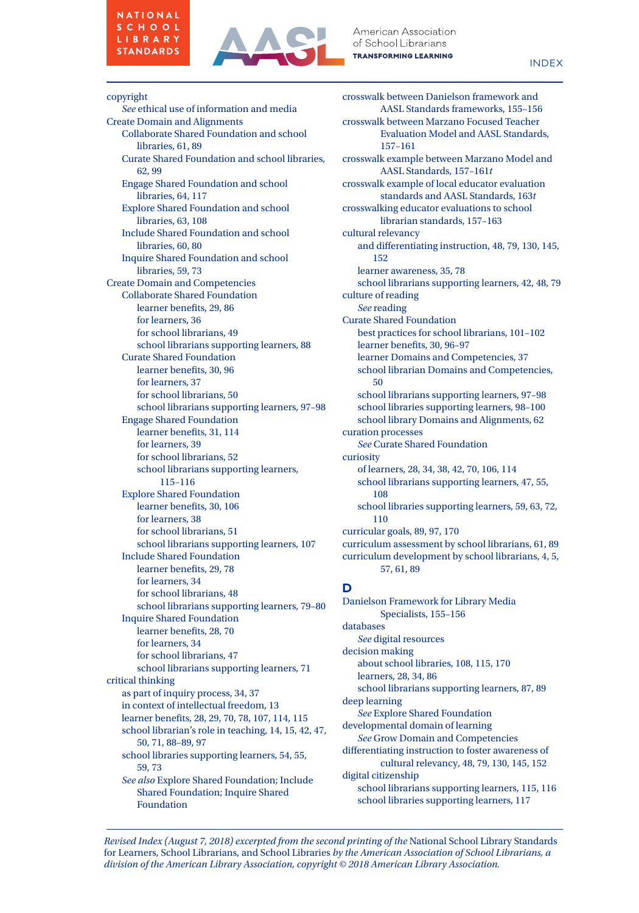copyright
- *See* ethical use of information and media

Create Domain and Alignments
- Collaborate Shared Foundation and school libraries, 61, 89
- Curate Shared Foundation and school libraries, 62, 99
- Engage Shared Foundation and school libraries, 64, 117
- Explore Shared Foundation and school libraries, 63, 108
- Include Shared Foundation and school libraries, 60, 80
- Inquire Shared Foundation and school libraries, 59, 73

Create Domain and Competencies
- Collaborate Shared Foundation
  - learner benefits, 29, 86
  - for learners, 36
  - for school librarians, 49
  - school librarians supporting learners, 88
- Curate Shared Foundation
  - learner benefits, 30, 96
  - for learners, 37
  - for school librarians, 50
  - school librarians supporting learners, 97–98
- Engage Shared Foundation
  - learner benefits, 31, 114
  - for learners, 39
  - for school librarians, 52
  - school librarians supporting learners, 115–116
- Explore Shared Foundation
  - learner benefits, 30, 106
  - for learners, 38
  - for school librarians, 51
  - school librarians supporting learners, 107
- Include Shared Foundation
  - learner benefits, 29, 78
  - for learners, 34
  - for school librarians, 48
  - school librarians supporting learners, 79–80
- Inquire Shared Foundation
  - learner benefits, 28, 70
  - for learners, 34
  - for school librarians, 47
  - school librarians supporting learners, 71

critical thinking
- as part of inquiry process, 34, 37
- in context of intellectual freedom, 13
- learner benefits, 28, 29, 70, 78, 107, 114, 115
- school librarian's role in teaching, 14, 15, 42, 47, 50, 71, 88–89, 97
- school libraries supporting learners, 54, 55, 59, 73
- *See also* Explore Shared Foundation; Include Shared Foundation; Inquire Shared Foundation

crosswalk between Danielson framework and AASL Standards frameworks, 155–156

crosswalk between Marzano Focused Teacher Evaluation Model and AASL Standards, 157–161

crosswalk example between Marzano Model and AASL Standards, 157–161*t*

crosswalk example of local educator evaluation standards and AASL Standards, 163*t*

crosswalking educator evaluations to school librarian standards, 157–163

cultural relevancy
- and differentiating instruction, 48, 79, 130, 145, 152
- learner awareness, 35, 78
- school librarians supporting learners, 42, 48, 79

culture of reading
- *See* reading

Curate Shared Foundation
- best practices for school librarians, 101–102
- learner benefits, 30, 96–97
- learner Domains and Competencies, 37
- school librarian Domains and Competencies, 50
- school librarians supporting learners, 97–98
- school libraries supporting learners, 98–100
- school library Domains and Alignments, 62

curation processes
- *See* Curate Shared Foundation

curiosity
- of learners, 28, 34, 38, 42, 70, 106, 114
- school librarians supporting learners, 47, 55, 108
- school libraries supporting learners, 59, 63, 72, 110

curricular goals, 89, 97, 170

curriculum assessment by school librarians, 61, 89

curriculum development by school librarians, 4, 5, 57, 61, 89

## D

Danielson Framework for Library Media Specialists, 155–156

databases
- *See* digital resources

decision making
- about school libraries, 108, 115, 170
- learners, 28, 34, 86
- school librarians supporting learners, 87, 89

deep learning
- *See* Explore Shared Foundation

developmental domain of learning
- *See* Grow Domain and Competencies

differentiating instruction to foster awareness of cultural relevancy, 48, 79, 130, 145, 152

digital citizenship
- school librarians supporting learners, 115, 116
- school libraries supporting learners, 117

*Revised Index (August 7, 2018) excerpted from the second printing of the* National School Library Standards for Learners, School Librarians, and School Libraries *by the American Association of School Librarians, a division of the American Library Association, copyright © 2018 American Library Association.*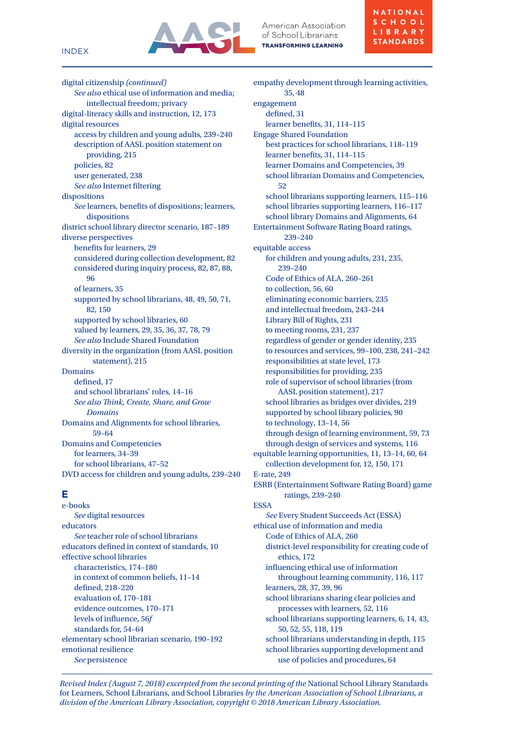digital citizenship *(continued)*
- *See also* ethical use of information and media; intellectual freedom; privacy

digital-literacy skills and instruction, 12, 173

digital resources
- access by children and young adults, 239–240
- description of AASL position statement on providing, 215
- policies, 82
- user generated, 238
- *See also* Internet filtering

dispositions
- *See* learners, benefits of dispositions; learners, dispositions

district school library director scenario, 187–189

diverse perspectives
- benefits for learners, 29
- considered during collection development, 82
- considered during inquiry process, 82, 87, 88, 96
- of learners, 35
- supported by school librarians, 48, 49, 50, 71, 82, 150
- supported by school libraries, 60
- valued by learners, 29, 35, 36, 37, 78, 79
- *See also* Include Shared Foundation

diversity in the organization (from AASL position statement), 215

Domains
- defined, 17
- and school librarians' roles, 14–16
- *See also Think, Create, Share, and Grow Domains*

Domains and Alignments for school libraries, 59–64

Domains and Competencies
- for learners, 34–39
- for school librarians, 47–52

DVD access for children and young adults, 239–240

## E

e-books
- *See* digital resources

educators
- *See* teacher role of school librarians

educators defined in context of standards, 10

effective school libraries
- characteristics, 174–180
- in context of common beliefs, 11–14
- defined, 218–220
- evaluation of, 170–181
- evidence outcomes, 170–171
- levels of influence, 56*f*
- standards for, 54–64

elementary school librarian scenario, 190–192

emotional resilience
- *See* persistence

empathy development through learning activities, 35, 48

engagement
- defined, 31
- learner benefits, 31, 114–115

Engage Shared Foundation
- best practices for school librarians, 118–119
- learner benefits, 31, 114–115
- learner Domains and Competencies, 39
- school librarian Domains and Competencies, 52
- school librarians supporting learners, 115–116
- school libraries supporting learners, 116–117
- school library Domains and Alignments, 64

Entertainment Software Rating Board ratings, 239–240

equitable access
- for children and young adults, 231, 235, 239–240
- Code of Ethics of ALA, 260–261
- to collection, 56, 60
- eliminating economic barriers, 235
- and intellectual freedom, 243–244
- Library Bill of Rights, 231
- to meeting rooms, 231, 237
- regardless of gender or gender identity, 235
- to resources and services, 99–100, 235, 238, 241–242
- responsibilities at state level, 173
- responsibilities for providing, 235
- role of supervisor of school libraries (from AASL position statement), 217
- school libraries as bridges over divides, 219
- supported by school library policies, 90
- to technology, 13–14, 56
- through design of learning environment, 59, 73
- through design of services and systems, 116

equitable learning opportunities, 11, 13–14, 60, 64
- collection development for, 12, 150, 171

E-rate, 249

ESRB (Entertainment Software Rating Board) game ratings, 239–240

ESSA
- *See* Every Student Succeeds Act (ESSA)

ethical use of information and media
- Code of Ethics of ALA, 260
- district-level responsibility for creating code of ethics, 172
- influencing ethical use of information throughout learning community, 116, 117
- learners, 28, 37, 39, 96
- school librarians sharing clear policies and processes with learners, 52, 116
- school librarians supporting learners, 6, 14, 43, 50, 52, 55, 118, 119
- school librarians understanding in depth, 115
- school libraries supporting development and use of policies and procedures, 64

*Revised Index (August 7, 2018) excerpted from the second printing of the* National School Library Standards for Learners, School Librarians, and School Libraries *by the American Association of School Librarians, a division of the American Library Association, copyright © 2018 American Library Association.*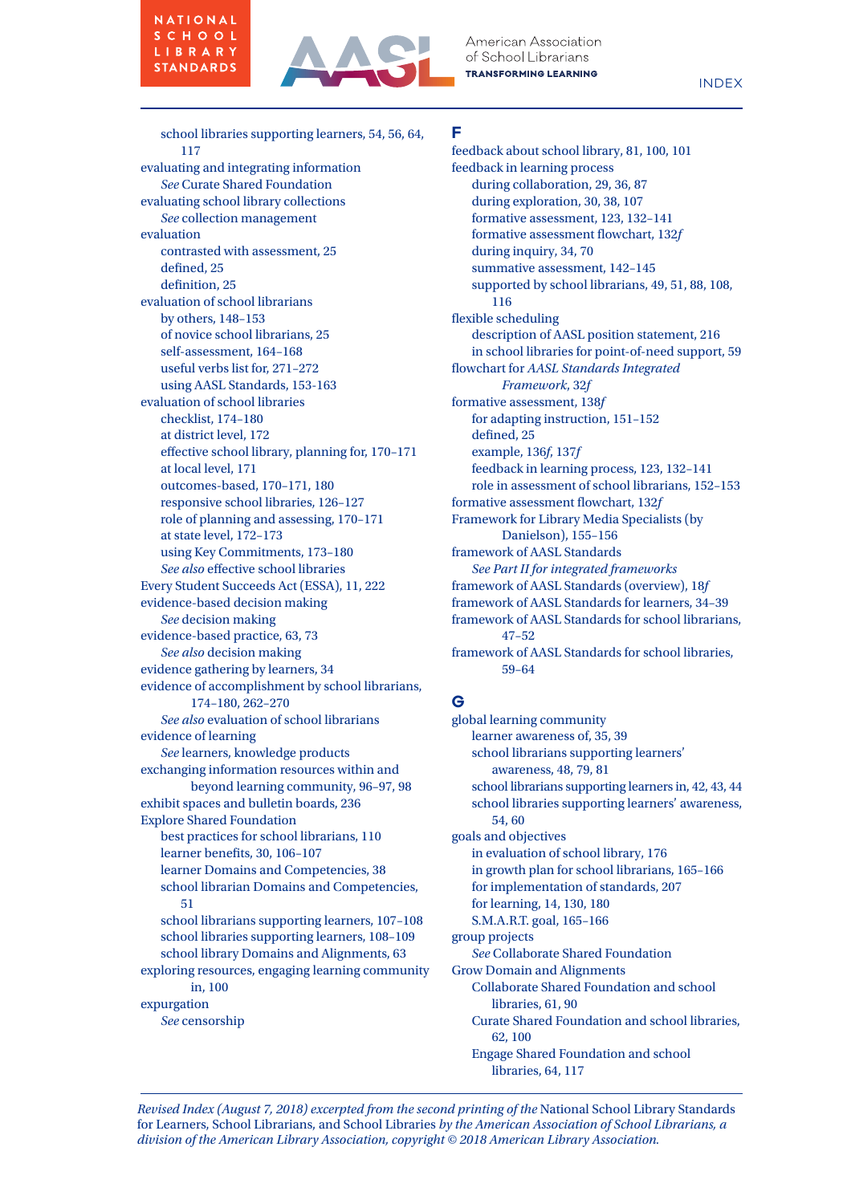school libraries supporting learners, 54, 56, 64, 117

evaluating and integrating information
  *See* Curate Shared Foundation

evaluating school library collections
  *See* collection management

evaluation
  contrasted with assessment, 25
  defined, 25
  definition, 25

evaluation of school librarians
  by others, 148–153
  of novice school librarians, 25
  self-assessment, 164–168
  useful verbs list for, 271–272
  using AASL Standards, 153-163

evaluation of school libraries
  checklist, 174–180
  at district level, 172
  effective school library, planning for, 170–171
  at local level, 171
  outcomes-based, 170–171, 180
  responsive school libraries, 126–127
  role of planning and assessing, 170–171
  at state level, 172–173
  using Key Commitments, 173–180
  *See also* effective school libraries

Every Student Succeeds Act (ESSA), 11, 222

evidence-based decision making
  *See* decision making

evidence-based practice, 63, 73
  *See also* decision making

evidence gathering by learners, 34

evidence of accomplishment by school librarians, 174–180, 262–270
  *See also* evaluation of school librarians

evidence of learning
  *See* learners, knowledge products

exchanging information resources within and beyond learning community, 96–97, 98

exhibit spaces and bulletin boards, 236

Explore Shared Foundation
  best practices for school librarians, 110
  learner benefits, 30, 106–107
  learner Domains and Competencies, 38
  school librarian Domains and Competencies, 51
  school librarians supporting learners, 107–108
  school libraries supporting learners, 108–109
  school library Domains and Alignments, 63

exploring resources, engaging learning community in, 100

expurgation
  *See* censorship

## F

feedback about school library, 81, 100, 101

feedback in learning process
  during collaboration, 29, 36, 87
  during exploration, 30, 38, 107
  formative assessment, 123, 132–141
  formative assessment flowchart, 132*f*
  during inquiry, 34, 70
  summative assessment, 142–145
  supported by school librarians, 49, 51, 88, 108, 116

flexible scheduling
  description of AASL position statement, 216
  in school libraries for point-of-need support, 59

flowchart for *AASL Standards Integrated Framework*, 32*f*

formative assessment, 138*f*
  for adapting instruction, 151–152
  defined, 25
  example, 136*f*, 137*f*
  feedback in learning process, 123, 132–141
  role in assessment of school librarians, 152–153

formative assessment flowchart, 132*f*

Framework for Library Media Specialists (by Danielson), 155–156

framework of AASL Standards
  *See Part II for integrated frameworks*

framework of AASL Standards (overview), 18*f*

framework of AASL Standards for learners, 34–39

framework of AASL Standards for school librarians, 47–52

framework of AASL Standards for school libraries, 59–64

## G

global learning community
  learner awareness of, 35, 39
  school librarians supporting learners' awareness, 48, 79, 81
  school librarians supporting learners in, 42, 43, 44
  school libraries supporting learners' awareness, 54, 60

goals and objectives
  in evaluation of school library, 176
  in growth plan for school librarians, 165–166
  for implementation of standards, 207
  for learning, 14, 130, 180
  S.M.A.R.T. goal, 165–166

group projects
  *See* Collaborate Shared Foundation

Grow Domain and Alignments
  Collaborate Shared Foundation and school libraries, 61, 90
  Curate Shared Foundation and school libraries, 62, 100
  Engage Shared Foundation and school libraries, 64, 117

*Revised Index (August 7, 2018) excerpted from the second printing of the* National School Library Standards for Learners, School Librarians, and School Libraries *by the American Association of School Librarians, a division of the American Library Association, copyright © 2018 American Library Association.*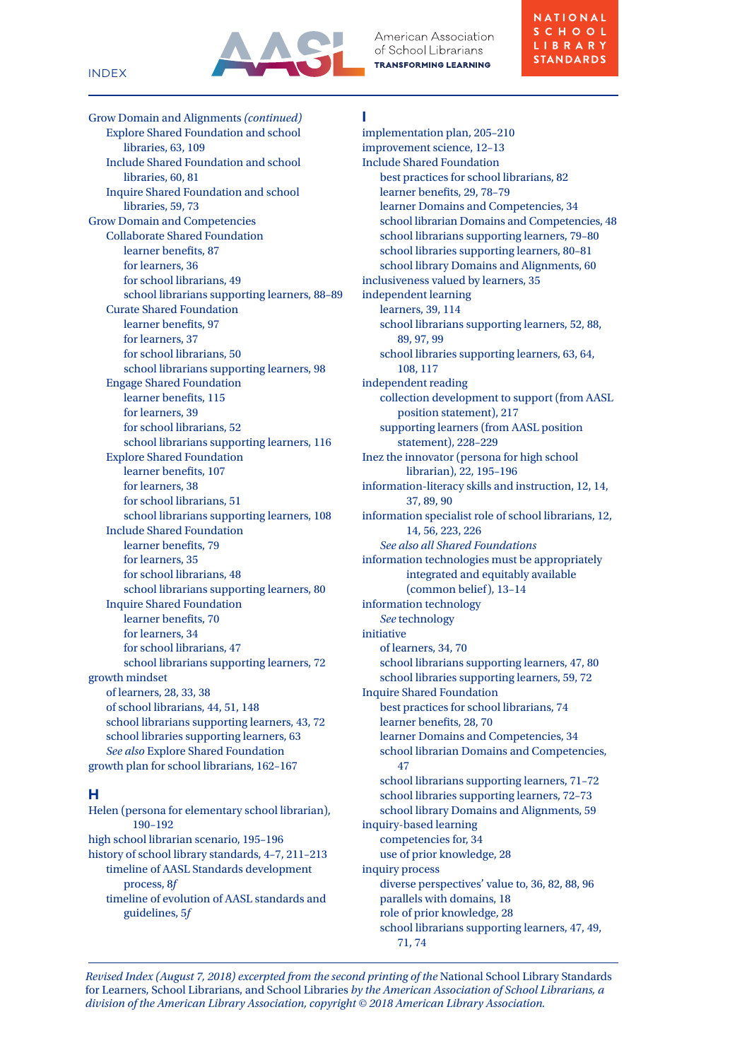Grow Domain and Alignments *(continued)*
- Explore Shared Foundation and school libraries, 63, 109
- Include Shared Foundation and school libraries, 60, 81
- Inquire Shared Foundation and school libraries, 59, 73

Grow Domain and Competencies
- Collaborate Shared Foundation
  - learner benefits, 87
  - for learners, 36
  - for school librarians, 49
  - school librarians supporting learners, 88–89
- Curate Shared Foundation
  - learner benefits, 97
  - for learners, 37
  - for school librarians, 50
  - school librarians supporting learners, 98
- Engage Shared Foundation
  - learner benefits, 115
  - for learners, 39
  - for school librarians, 52
  - school librarians supporting learners, 116
- Explore Shared Foundation
  - learner benefits, 107
  - for learners, 38
  - for school librarians, 51
  - school librarians supporting learners, 108
- Include Shared Foundation
  - learner benefits, 79
  - for learners, 35
  - for school librarians, 48
  - school librarians supporting learners, 80
- Inquire Shared Foundation
  - learner benefits, 70
  - for learners, 34
  - for school librarians, 47
  - school librarians supporting learners, 72

growth mindset
- of learners, 28, 33, 38
- of school librarians, 44, 51, 148
- school librarians supporting learners, 43, 72
- school libraries supporting learners, 63
- *See also* Explore Shared Foundation

growth plan for school librarians, 162–167

## H

Helen (persona for elementary school librarian), 190–192

high school librarian scenario, 195–196

history of school library standards, 4–7, 211–213
- timeline of AASL Standards development process, 8*f*
- timeline of evolution of AASL standards and guidelines, 5*f*

## I

implementation plan, 205–210

improvement science, 12–13

Include Shared Foundation
- best practices for school librarians, 82
- learner benefits, 29, 78–79
- learner Domains and Competencies, 34
- school librarian Domains and Competencies, 48
- school librarians supporting learners, 79–80
- school libraries supporting learners, 80–81
- school library Domains and Alignments, 60

inclusiveness valued by learners, 35

independent learning
- learners, 39, 114
- school librarians supporting learners, 52, 88, 89, 97, 99
- school libraries supporting learners, 63, 64, 108, 117

independent reading
- collection development to support (from AASL position statement), 217
- supporting learners (from AASL position statement), 228–229

Inez the innovator (persona for high school librarian), 22, 195–196

information-literacy skills and instruction, 12, 14, 37, 89, 90

information specialist role of school librarians, 12, 14, 56, 223, 226
- *See also all Shared Foundations*

information technologies must be appropriately integrated and equitably available (common belief), 13–14

information technology
- *See* technology

initiative
- of learners, 34, 70
- school librarians supporting learners, 47, 80
- school libraries supporting learners, 59, 72

Inquire Shared Foundation
- best practices for school librarians, 74
- learner benefits, 28, 70
- learner Domains and Competencies, 34
- school librarian Domains and Competencies, 47
- school librarians supporting learners, 71–72
- school libraries supporting learners, 72–73
- school library Domains and Alignments, 59

inquiry-based learning
- competencies for, 34
- use of prior knowledge, 28

inquiry process
- diverse perspectives' value to, 36, 82, 88, 96
- parallels with domains, 18
- role of prior knowledge, 28
- school librarians supporting learners, 47, 49, 71, 74

*Revised Index (August 7, 2018) excerpted from the second printing of the* National School Library Standards for Learners, School Librarians, and School Libraries *by the American Association of School Librarians, a division of the American Library Association, copyright © 2018 American Library Association.*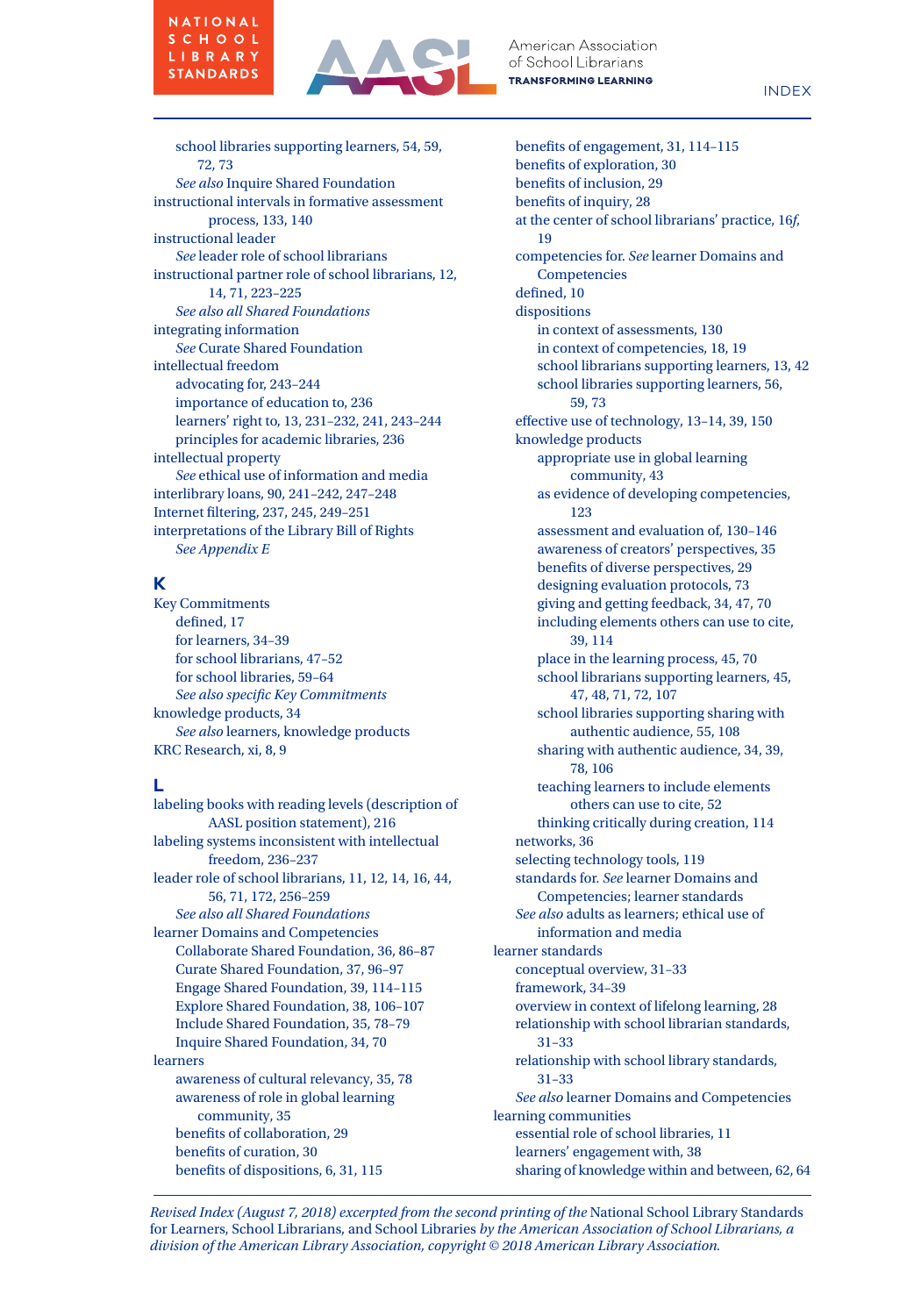school libraries supporting learners, 54, 59, 72, 73
*See also* Inquire Shared Foundation

instructional intervals in formative assessment process, 133, 140

instructional leader
*See* leader role of school librarians

instructional partner role of school librarians, 12, 14, 71, 223–225
*See also all Shared Foundations*

integrating information
*See* Curate Shared Foundation

intellectual freedom
- advocating for, 243–244
- importance of education to, 236
- learners' right to, 13, 231–232, 241, 243–244
- principles for academic libraries, 236

intellectual property
*See* ethical use of information and media

interlibrary loans, 90, 241–242, 247–248

Internet filtering, 237, 245, 249–251

interpretations of the Library Bill of Rights
*See Appendix E*

## K

Key Commitments
- defined, 17
- for learners, 34–39
- for school librarians, 47–52
- for school libraries, 59–64
- *See also specific Key Commitments*

knowledge products, 34
*See also* learners, knowledge products

KRC Research, xi, 8, 9

## L

labeling books with reading levels (description of AASL position statement), 216

labeling systems inconsistent with intellectual freedom, 236–237

leader role of school librarians, 11, 12, 14, 16, 44, 56, 71, 172, 256–259
*See also all Shared Foundations*

learner Domains and Competencies
- Collaborate Shared Foundation, 36, 86–87
- Curate Shared Foundation, 37, 96–97
- Engage Shared Foundation, 39, 114–115
- Explore Shared Foundation, 38, 106–107
- Include Shared Foundation, 35, 78–79
- Inquire Shared Foundation, 34, 70

learners
- awareness of cultural relevancy, 35, 78
- awareness of role in global learning community, 35
- benefits of collaboration, 29
- benefits of curation, 30
- benefits of dispositions, 6, 31, 115
- benefits of engagement, 31, 114–115
- benefits of exploration, 30
- benefits of inclusion, 29
- benefits of inquiry, 28
- at the center of school librarians' practice, 16*f*, 19
- competencies for. *See* learner Domains and Competencies
- defined, 10
- dispositions
  - in context of assessments, 130
  - in context of competencies, 18, 19
  - school librarians supporting learners, 13, 42
  - school libraries supporting learners, 56, 59, 73
- effective use of technology, 13–14, 39, 150
- knowledge products
  - appropriate use in global learning community, 43
  - as evidence of developing competencies, 123
  - assessment and evaluation of, 130–146
  - awareness of creators' perspectives, 35
  - benefits of diverse perspectives, 29
  - designing evaluation protocols, 73
  - giving and getting feedback, 34, 47, 70
  - including elements others can use to cite, 39, 114
  - place in the learning process, 45, 70
  - school librarians supporting learners, 45, 47, 48, 71, 72, 107
  - school libraries supporting sharing with authentic audience, 55, 108
  - sharing with authentic audience, 34, 39, 78, 106
  - teaching learners to include elements others can use to cite, 52
  - thinking critically during creation, 114
- networks, 36
- selecting technology tools, 119
- standards for. *See* learner Domains and Competencies; learner standards
- *See also* adults as learners; ethical use of information and media

learner standards
- conceptual overview, 31–33
- framework, 34–39
- overview in context of lifelong learning, 28
- relationship with school librarian standards, 31–33
- relationship with school library standards, 31–33
- *See also* learner Domains and Competencies

learning communities
- essential role of school libraries, 11
- learners' engagement with, 38
- sharing of knowledge within and between, 62, 64

*Revised Index (August 7, 2018) excerpted from the second printing of the* National School Library Standards for Learners, School Librarians, and School Libraries *by the American Association of School Librarians, a division of the American Library Association, copyright © 2018 American Library Association.*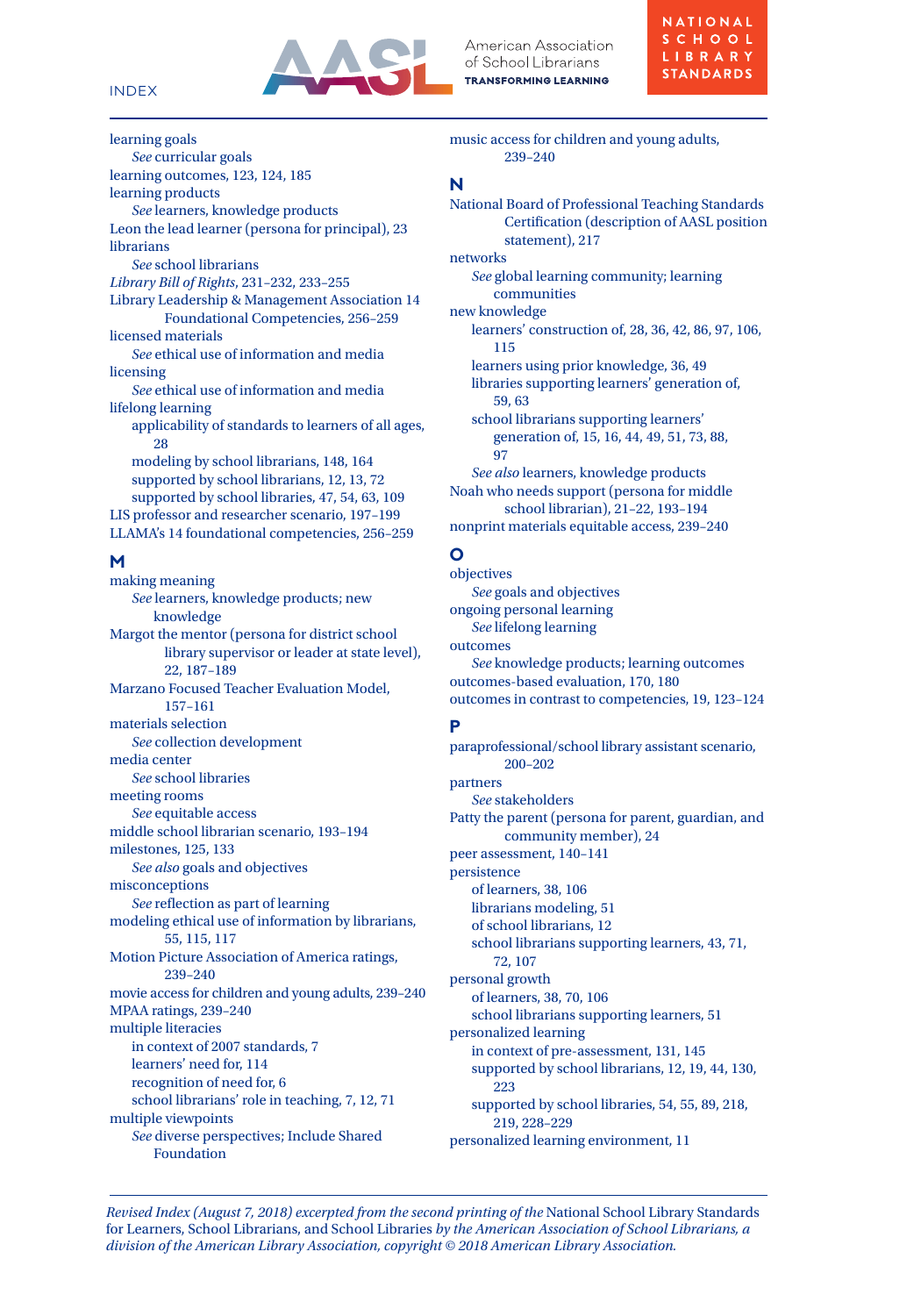learning goals
  *See* curricular goals
learning outcomes, 123, 124, 185
learning products
  *See* learners, knowledge products
Leon the lead learner (persona for principal), 23
librarians
  *See* school librarians
*Library Bill of Rights*, 231–232, 233–255
Library Leadership & Management Association 14 Foundational Competencies, 256–259
licensed materials
  *See* ethical use of information and media
licensing
  *See* ethical use of information and media
lifelong learning
  applicability of standards to learners of all ages, 28
  modeling by school librarians, 148, 164
  supported by school librarians, 12, 13, 72
  supported by school libraries, 47, 54, 63, 109
LIS professor and researcher scenario, 197–199
LLAMA's 14 foundational competencies, 256–259

## M

making meaning
  *See* learners, knowledge products; new knowledge
Margot the mentor (persona for district school library supervisor or leader at state level), 22, 187–189
Marzano Focused Teacher Evaluation Model, 157–161
materials selection
  *See* collection development
media center
  *See* school libraries
meeting rooms
  *See* equitable access
middle school librarian scenario, 193–194
milestones, 125, 133
  *See also* goals and objectives
misconceptions
  *See* reflection as part of learning
modeling ethical use of information by librarians, 55, 115, 117
Motion Picture Association of America ratings, 239–240
movie access for children and young adults, 239–240
MPAA ratings, 239–240
multiple literacies
  in context of 2007 standards, 7
  learners' need for, 114
  recognition of need for, 6
  school librarians' role in teaching, 7, 12, 71
multiple viewpoints
  *See* diverse perspectives; Include Shared Foundation

music access for children and young adults, 239–240

## N

National Board of Professional Teaching Standards Certification (description of AASL position statement), 217
networks
  *See* global learning community; learning communities
new knowledge
  learners' construction of, 28, 36, 42, 86, 97, 106, 115
  learners using prior knowledge, 36, 49
  libraries supporting learners' generation of, 59, 63
  school librarians supporting learners' generation of, 15, 16, 44, 49, 51, 73, 88, 97
  *See also* learners, knowledge products
Noah who needs support (persona for middle school librarian), 21–22, 193–194
nonprint materials equitable access, 239–240

## O

objectives
  *See* goals and objectives
ongoing personal learning
  *See* lifelong learning
outcomes
  *See* knowledge products; learning outcomes
outcomes-based evaluation, 170, 180
outcomes in contrast to competencies, 19, 123–124

## P

paraprofessional/school library assistant scenario, 200–202
partners
  *See* stakeholders
Patty the parent (persona for parent, guardian, and community member), 24
peer assessment, 140–141
persistence
  of learners, 38, 106
  librarians modeling, 51
  of school librarians, 12
  school librarians supporting learners, 43, 71, 72, 107
personal growth
  of learners, 38, 70, 106
  school librarians supporting learners, 51
personalized learning
  in context of pre-assessment, 131, 145
  supported by school librarians, 12, 19, 44, 130, 223
  supported by school libraries, 54, 55, 89, 218, 219, 228–229
personalized learning environment, 11

*Revised Index (August 7, 2018) excerpted from the second printing of the* National School Library Standards for Learners, School Librarians, and School Libraries *by the American Association of School Librarians, a division of the American Library Association, copyright © 2018 American Library Association.*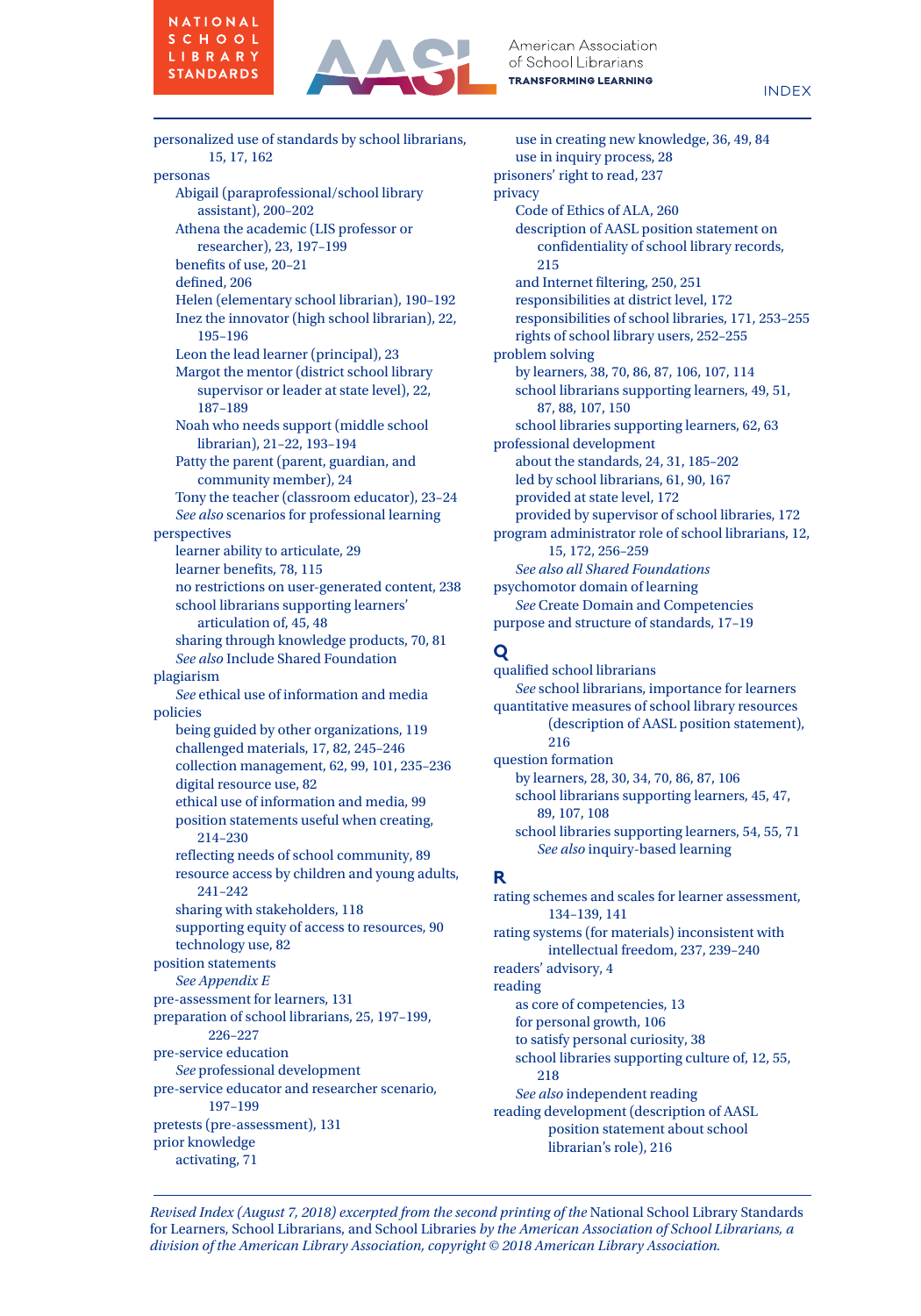personalized use of standards by school librarians, 15, 17, 162

personas

- Abigail (paraprofessional/school library assistant), 200–202
- Athena the academic (LIS professor or researcher), 23, 197–199
- benefits of use, 20–21
- defined, 206
- Helen (elementary school librarian), 190–192
- Inez the innovator (high school librarian), 22, 195–196
- Leon the lead learner (principal), 23
- Margot the mentor (district school library supervisor or leader at state level), 22, 187–189
- Noah who needs support (middle school librarian), 21–22, 193–194
- Patty the parent (parent, guardian, and community member), 24
- Tony the teacher (classroom educator), 23–24
- *See also* scenarios for professional learning

perspectives

- learner ability to articulate, 29
- learner benefits, 78, 115
- no restrictions on user-generated content, 238
- school librarians supporting learners' articulation of, 45, 48
- sharing through knowledge products, 70, 81
- *See also* Include Shared Foundation

plagiarism

- *See* ethical use of information and media

policies

- being guided by other organizations, 119
- challenged materials, 17, 82, 245–246
- collection management, 62, 99, 101, 235–236
- digital resource use, 82
- ethical use of information and media, 99
- position statements useful when creating, 214–230
- reflecting needs of school community, 89
- resource access by children and young adults, 241–242
- sharing with stakeholders, 118
- supporting equity of access to resources, 90
- technology use, 82

position statements

- *See Appendix E*

pre-assessment for learners, 131

preparation of school librarians, 25, 197–199, 226–227

pre-service education

- *See* professional development

pre-service educator and researcher scenario, 197–199

pretests (pre-assessment), 131

prior knowledge

- activating, 71
- use in creating new knowledge, 36, 49, 84
- use in inquiry process, 28

prisoners' right to read, 237

privacy

- Code of Ethics of ALA, 260
- description of AASL position statement on confidentiality of school library records, 215
- and Internet filtering, 250, 251
- responsibilities at district level, 172
- responsibilities of school libraries, 171, 253–255
- rights of school library users, 252–255

problem solving

- by learners, 38, 70, 86, 87, 106, 107, 114
- school librarians supporting learners, 49, 51, 87, 88, 107, 150
- school libraries supporting learners, 62, 63

professional development

- about the standards, 24, 31, 185–202
- led by school librarians, 61, 90, 167
- provided at state level, 172
- provided by supervisor of school libraries, 172

program administrator role of school librarians, 12, 15, 172, 256–259

- *See also all Shared Foundations*

psychomotor domain of learning

- *See* Create Domain and Competencies

purpose and structure of standards, 17–19

## Q

qualified school librarians

- *See* school librarians, importance for learners

quantitative measures of school library resources (description of AASL position statement), 216

question formation

- by learners, 28, 30, 34, 70, 86, 87, 106
- school librarians supporting learners, 45, 47, 89, 107, 108
- school libraries supporting learners, 54, 55, 71
  - *See also* inquiry-based learning

## R

rating schemes and scales for learner assessment, 134–139, 141

rating systems (for materials) inconsistent with intellectual freedom, 237, 239–240

readers' advisory, 4

reading

- as core of competencies, 13
- for personal growth, 106
- to satisfy personal curiosity, 38
- school libraries supporting culture of, 12, 55, 218
- *See also* independent reading

reading development (description of AASL position statement about school librarian's role), 216

*Revised Index (August 7, 2018) excerpted from the second printing of the* National School Library Standards for Learners, School Librarians, and School Libraries *by the American Association of School Librarians, a division of the American Library Association, copyright © 2018 American Library Association.*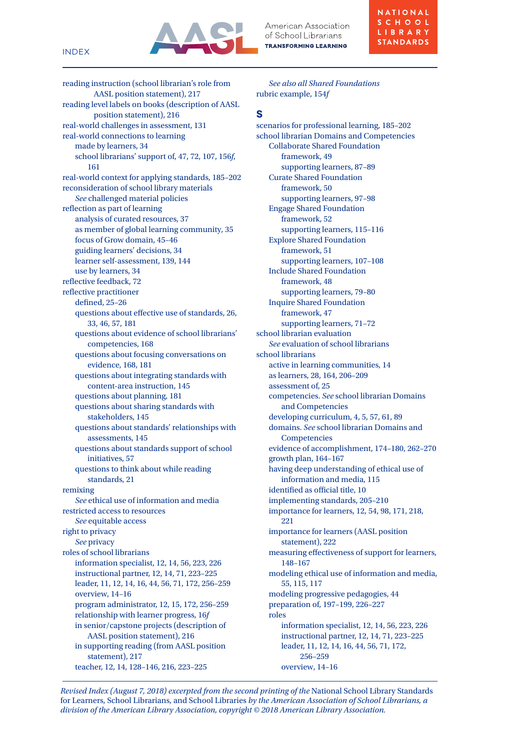reading instruction (school librarian's role from AASL position statement), 217
reading level labels on books (description of AASL position statement), 216
real-world challenges in assessment, 131
real-world connections to learning
- made by learners, 34
- school librarians' support of, 47, 72, 107, 156*f*, 161

real-world context for applying standards, 185–202
reconsideration of school library materials
- *See* challenged material policies

reflection as part of learning
- analysis of curated resources, 37
- as member of global learning community, 35
- focus of Grow domain, 45–46
- guiding learners' decisions, 34
- learner self-assessment, 139, 144
- use by learners, 34

reflective feedback, 72
reflective practitioner
- defined, 25–26
- questions about effective use of standards, 26, 33, 46, 57, 181
- questions about evidence of school librarians' competencies, 168
- questions about focusing conversations on evidence, 168, 181
- questions about integrating standards with content-area instruction, 145
- questions about planning, 181
- questions about sharing standards with stakeholders, 145
- questions about standards' relationships with assessments, 145
- questions about standards support of school initiatives, 57
- questions to think about while reading standards, 21

remixing
- *See* ethical use of information and media

restricted access to resources
- *See* equitable access

right to privacy
- *See* privacy

roles of school librarians
- information specialist, 12, 14, 56, 223, 226
- instructional partner, 12, 14, 71, 223–225
- leader, 11, 12, 14, 16, 44, 56, 71, 172, 256–259
- overview, 14–16
- program administrator, 12, 15, 172, 256–259
- relationship with learner progress, 16*f*
- in senior/capstone projects (description of AASL position statement), 216
- in supporting reading (from AASL position statement), 217
- teacher, 12, 14, 128–146, 216, 223–225
- *See also all Shared Foundations*

rubric example, 154*f*

## S

scenarios for professional learning, 185–202
school librarian Domains and Competencies
- Collaborate Shared Foundation
  - framework, 49
  - supporting learners, 87–89
- Curate Shared Foundation
  - framework, 50
  - supporting learners, 97–98
- Engage Shared Foundation
  - framework, 52
  - supporting learners, 115–116
- Explore Shared Foundation
  - framework, 51
  - supporting learners, 107–108
- Include Shared Foundation
  - framework, 48
  - supporting learners, 79–80
- Inquire Shared Foundation
  - framework, 47
  - supporting learners, 71–72

school librarian evaluation
- *See* evaluation of school librarians

school librarians
- active in learning communities, 14
- as learners, 28, 164, 206–209
- assessment of, 25
- competencies. *See* school librarian Domains and Competencies
- developing curriculum, 4, 5, 57, 61, 89
- domains. *See* school librarian Domains and Competencies
- evidence of accomplishment, 174–180, 262–270
- growth plan, 164–167
- having deep understanding of ethical use of information and media, 115
- identified as official title, 10
- implementing standards, 205–210
- importance for learners, 12, 54, 98, 171, 218, 221
- importance for learners (AASL position statement), 222
- measuring effectiveness of support for learners, 148–167
- modeling ethical use of information and media, 55, 115, 117
- modeling progressive pedagogies, 44
- preparation of, 197–199, 226–227
- roles
  - information specialist, 12, 14, 56, 223, 226
  - instructional partner, 12, 14, 71, 223–225
  - leader, 11, 12, 14, 16, 44, 56, 71, 172, 256–259
  - overview, 14–16

*Revised Index (August 7, 2018) excerpted from the second printing of the* National School Library Standards for Learners, School Librarians, and School Libraries *by the American Association of School Librarians, a division of the American Library Association, copyright © 2018 American Library Association.*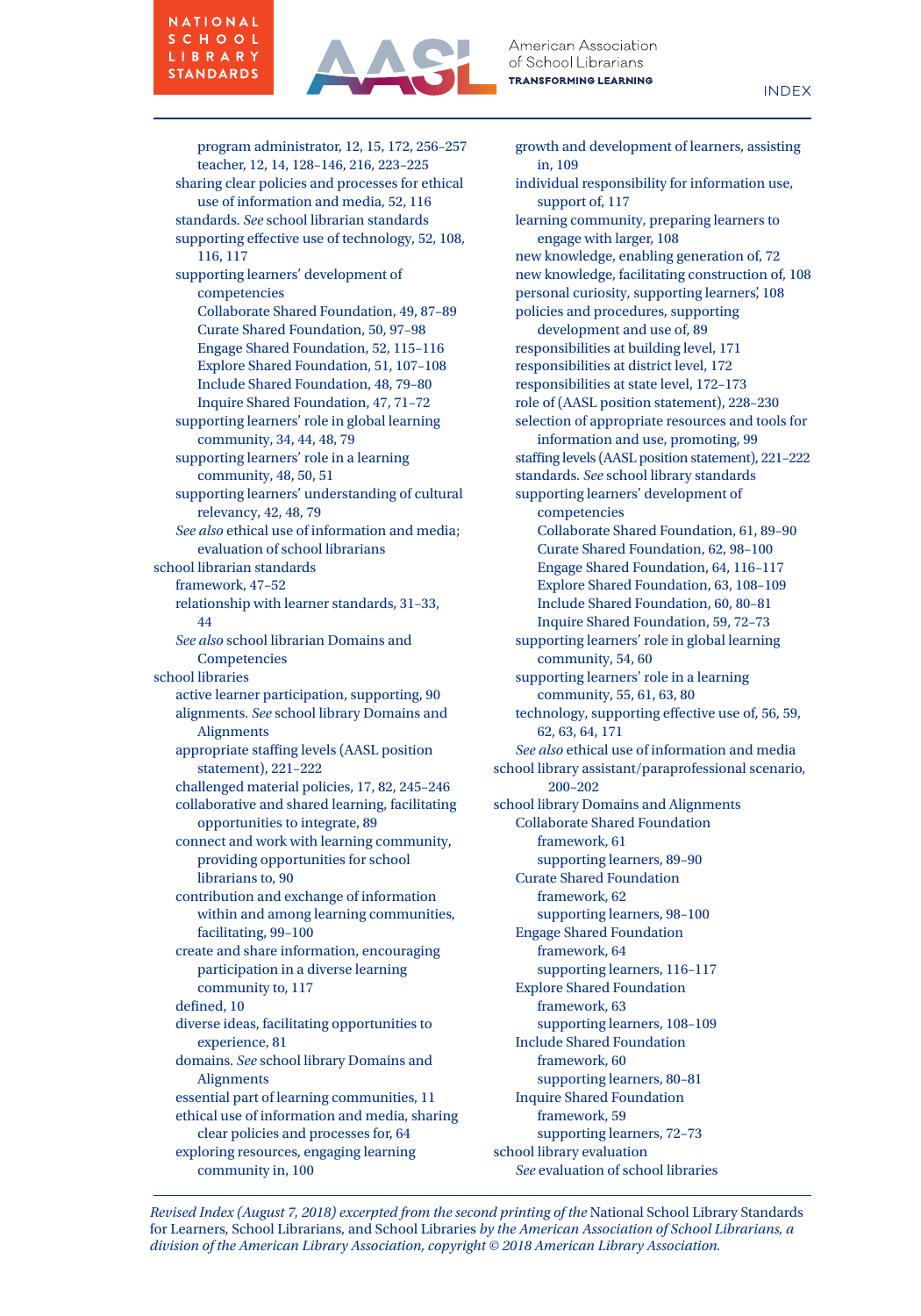program administrator, 12, 15, 172, 256–257
teacher, 12, 14, 128–146, 216, 223–225
sharing clear policies and processes for ethical use of information and media, 52, 116
standards. *See* school librarian standards
supporting effective use of technology, 52, 108, 116, 117
supporting learners' development of competencies
Collaborate Shared Foundation, 49, 87–89
Curate Shared Foundation, 50, 97–98
Engage Shared Foundation, 52, 115–116
Explore Shared Foundation, 51, 107–108
Include Shared Foundation, 48, 79–80
Inquire Shared Foundation, 47, 71–72
supporting learners' role in global learning community, 34, 44, 48, 79
supporting learners' role in a learning community, 48, 50, 51
supporting learners' understanding of cultural relevancy, 42, 48, 79
*See also* ethical use of information and media; evaluation of school librarians

school librarian standards
framework, 47–52
relationship with learner standards, 31–33, 44
*See also* school librarian Domains and Competencies

school libraries
active learner participation, supporting, 90
alignments. *See* school library Domains and Alignments
appropriate staffing levels (AASL position statement), 221–222
challenged material policies, 17, 82, 245–246
collaborative and shared learning, facilitating opportunities to integrate, 89
connect and work with learning community, providing opportunities for school librarians to, 90
contribution and exchange of information within and among learning communities, facilitating, 99–100
create and share information, encouraging participation in a diverse learning community to, 117
defined, 10
diverse ideas, facilitating opportunities to experience, 81
domains. *See* school library Domains and Alignments
essential part of learning communities, 11
ethical use of information and media, sharing clear policies and processes for, 64
exploring resources, engaging learning community in, 100
growth and development of learners, assisting in, 109
individual responsibility for information use, support of, 117
learning community, preparing learners to engage with larger, 108
new knowledge, enabling generation of, 72
new knowledge, facilitating construction of, 108
personal curiosity, supporting learners', 108
policies and procedures, supporting development and use of, 89
responsibilities at building level, 171
responsibilities at district level, 172
responsibilities at state level, 172–173
role of (AASL position statement), 228–230
selection of appropriate resources and tools for information and use, promoting, 99
staffing levels (AASL position statement), 221–222
standards. *See* school library standards
supporting learners' development of competencies
Collaborate Shared Foundation, 61, 89–90
Curate Shared Foundation, 62, 98–100
Engage Shared Foundation, 64, 116–117
Explore Shared Foundation, 63, 108–109
Include Shared Foundation, 60, 80–81
Inquire Shared Foundation, 59, 72–73
supporting learners' role in global learning community, 54, 60
supporting learners' role in a learning community, 55, 61, 63, 80
technology, supporting effective use of, 56, 59, 62, 63, 64, 171
*See also* ethical use of information and media

school library assistant/paraprofessional scenario, 200–202

school library Domains and Alignments
Collaborate Shared Foundation
framework, 61
supporting learners, 89–90
Curate Shared Foundation
framework, 62
supporting learners, 98–100
Engage Shared Foundation
framework, 64
supporting learners, 116–117
Explore Shared Foundation
framework, 63
supporting learners, 108–109
Include Shared Foundation
framework, 60
supporting learners, 80–81
Inquire Shared Foundation
framework, 59
supporting learners, 72–73

school library evaluation
*See* evaluation of school libraries

*Revised Index (August 7, 2018) excerpted from the second printing of the* National School Library Standards for Learners, School Librarians, and School Libraries *by the American Association of School Librarians, a division of the American Library Association, copyright © 2018 American Library Association.*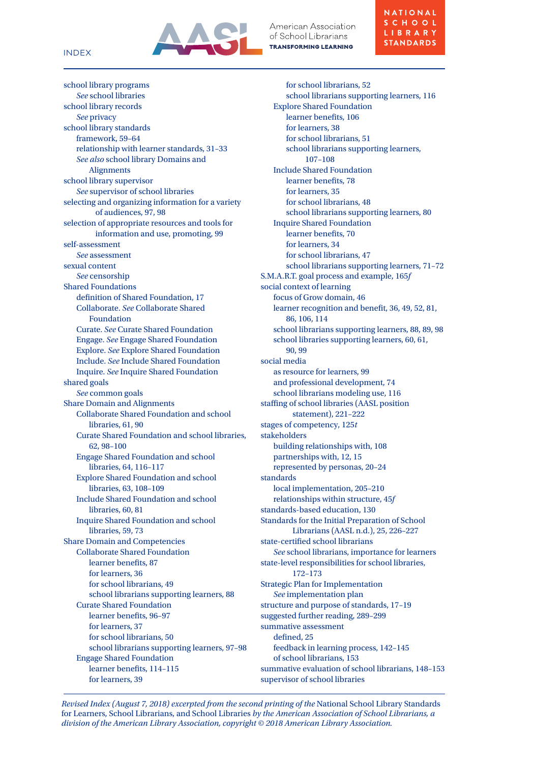school library programs
    *See* school libraries
school library records
    *See* privacy
school library standards
    framework, 59–64
    relationship with learner standards, 31–33
    *See also* school library Domains and Alignments
school library supervisor
    *See* supervisor of school libraries
selecting and organizing information for a variety of audiences, 97, 98
selection of appropriate resources and tools for information and use, promoting, 99
self-assessment
    *See* assessment
sexual content
    *See* censorship
Shared Foundations
    definition of Shared Foundation, 17
    Collaborate. *See* Collaborate Shared Foundation
    Curate. *See* Curate Shared Foundation
    Engage. *See* Engage Shared Foundation
    Explore. *See* Explore Shared Foundation
    Include. *See* Include Shared Foundation
    Inquire. *See* Inquire Shared Foundation
shared goals
    *See* common goals
Share Domain and Alignments
    Collaborate Shared Foundation and school libraries, 61, 90
    Curate Shared Foundation and school libraries, 62, 98–100
    Engage Shared Foundation and school libraries, 64, 116–117
    Explore Shared Foundation and school libraries, 63, 108–109
    Include Shared Foundation and school libraries, 60, 81
    Inquire Shared Foundation and school libraries, 59, 73
Share Domain and Competencies
    Collaborate Shared Foundation
        learner benefits, 87
        for learners, 36
        for school librarians, 49
        school librarians supporting learners, 88
    Curate Shared Foundation
        learner benefits, 96–97
        for learners, 37
        for school librarians, 50
        school librarians supporting learners, 97–98
    Engage Shared Foundation
        learner benefits, 114–115
        for learners, 39
        for school librarians, 52
        school librarians supporting learners, 116
    Explore Shared Foundation
        learner benefits, 106
        for learners, 38
        for school librarians, 51
        school librarians supporting learners, 107–108
    Include Shared Foundation
        learner benefits, 78
        for learners, 35
        for school librarians, 48
        school librarians supporting learners, 80
    Inquire Shared Foundation
        learner benefits, 70
        for learners, 34
        for school librarians, 47
        school librarians supporting learners, 71–72
S.M.A.R.T. goal process and example, 165*f*
social context of learning
    focus of Grow domain, 46
    learner recognition and benefit, 36, 49, 52, 81, 86, 106, 114
    school librarians supporting learners, 88, 89, 98
    school libraries supporting learners, 60, 61, 90, 99
social media
    as resource for learners, 99
    and professional development, 74
    school librarians modeling use, 116
staffing of school libraries (AASL position statement), 221–222
stages of competency, 125*t*
stakeholders
    building relationships with, 108
    partnerships with, 12, 15
    represented by personas, 20–24
standards
    local implementation, 205–210
    relationships within structure, 45*f*
standards-based education, 130
Standards for the Initial Preparation of School Librarians (AASL n.d.), 25, 226–227
state-certified school librarians
    *See* school librarians, importance for learners
state-level responsibilities for school libraries, 172–173
Strategic Plan for Implementation
    *See* implementation plan
structure and purpose of standards, 17–19
suggested further reading, 289–299
summative assessment
    defined, 25
    feedback in learning process, 142–145
    of school librarians, 153
summative evaluation of school librarians, 148–153
supervisor of school libraries

*Revised Index (August 7, 2018) excerpted from the second printing of the* National School Library Standards for Learners, School Librarians, and School Libraries *by the American Association of School Librarians, a division of the American Library Association, copyright © 2018 American Library Association.*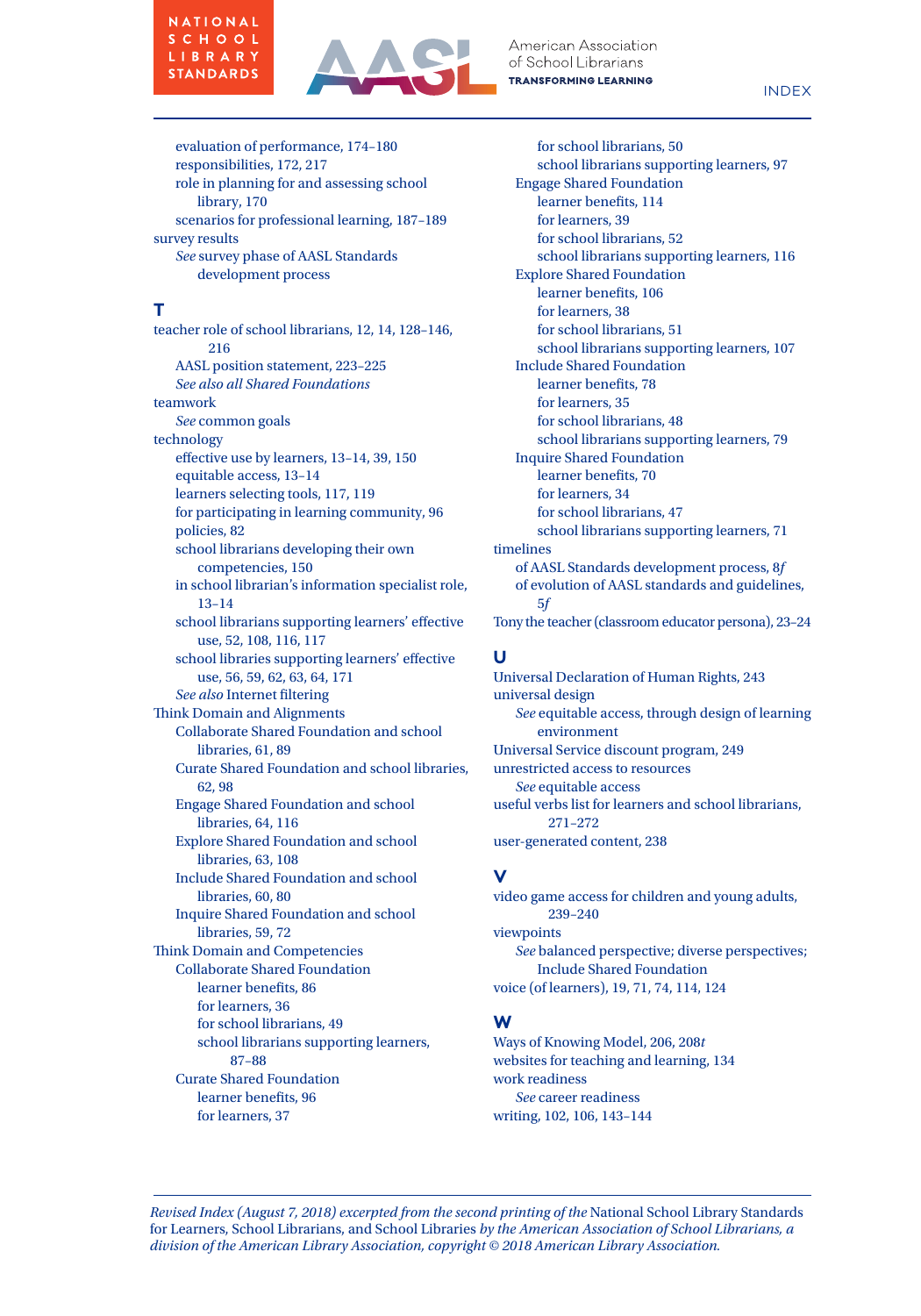evaluation of performance, 174–180
responsibilities, 172, 217
role in planning for and assessing school library, 170
scenarios for professional learning, 187–189

survey results
*See* survey phase of AASL Standards development process

## T

teacher role of school librarians, 12, 14, 128–146, 216
AASL position statement, 223–225
*See also all Shared Foundations*

teamwork
*See* common goals

technology
effective use by learners, 13–14, 39, 150
equitable access, 13–14
learners selecting tools, 117, 119
for participating in learning community, 96
policies, 82
school librarians developing their own competencies, 150
in school librarian's information specialist role, 13–14
school librarians supporting learners' effective use, 52, 108, 116, 117
school libraries supporting learners' effective use, 56, 59, 62, 63, 64, 171
*See also* Internet filtering

Think Domain and Alignments
Collaborate Shared Foundation and school libraries, 61, 89
Curate Shared Foundation and school libraries, 62, 98
Engage Shared Foundation and school libraries, 64, 116
Explore Shared Foundation and school libraries, 63, 108
Include Shared Foundation and school libraries, 60, 80
Inquire Shared Foundation and school libraries, 59, 72

Think Domain and Competencies
Collaborate Shared Foundation
learner benefits, 86
for learners, 36
for school librarians, 49
school librarians supporting learners, 87–88
Curate Shared Foundation
learner benefits, 96
for learners, 37
for school librarians, 50
school librarians supporting learners, 97
Engage Shared Foundation
learner benefits, 114
for learners, 39
for school librarians, 52
school librarians supporting learners, 116
Explore Shared Foundation
learner benefits, 106
for learners, 38
for school librarians, 51
school librarians supporting learners, 107
Include Shared Foundation
learner benefits, 78
for learners, 35
for school librarians, 48
school librarians supporting learners, 79
Inquire Shared Foundation
learner benefits, 70
for learners, 34
for school librarians, 47
school librarians supporting learners, 71

timelines
of AASL Standards development process, 8*f*
of evolution of AASL standards and guidelines, 5*f*

Tony the teacher (classroom educator persona), 23–24

## U

Universal Declaration of Human Rights, 243

universal design
*See* equitable access, through design of learning environment

Universal Service discount program, 249

unrestricted access to resources
*See* equitable access

useful verbs list for learners and school librarians, 271–272

user-generated content, 238

## V

video game access for children and young adults, 239–240

viewpoints
*See* balanced perspective; diverse perspectives; Include Shared Foundation

voice (of learners), 19, 71, 74, 114, 124

## W

Ways of Knowing Model, 206, 208*t*

websites for teaching and learning, 134

work readiness
*See* career readiness

writing, 102, 106, 143–144

---

*Revised Index (August 7, 2018) excerpted from the second printing of the* National School Library Standards for Learners, School Librarians, and School Libraries *by the American Association of School Librarians, a division of the American Library Association, copyright © 2018 American Library Association.*